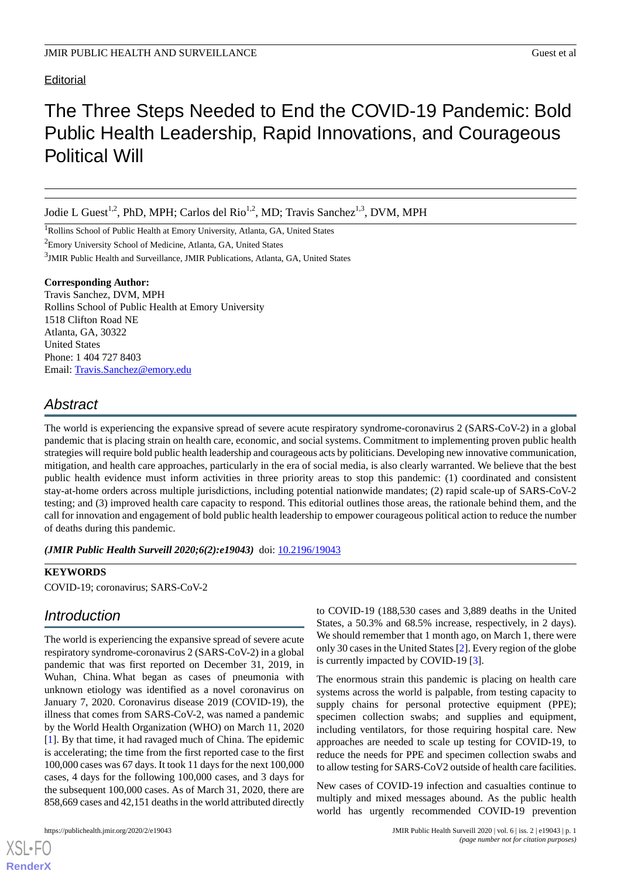Editorial

# The Three Steps Needed to End the COVID-19 Pandemic: Bold Public Health Leadership, Rapid Innovations, and Courageous Political Will

Jodie L Guest[1,2], PhD, MPH; Carlos del Rio[1,2], MD; Travis Sanchez[1,3], DVM, MPH

[1]Rollins School of Public Health at Emory University, Atlanta, GA, United States

[2]Emory University School of Medicine, Atlanta, GA, United States

[3]JMIR Public Health and Surveillance, JMIR Publications, Atlanta, GA, United States

**Corresponding Author:**
Travis Sanchez, DVM, MPH
Rollins School of Public Health at Emory University
1518 Clifton Road NE
Atlanta, GA, 30322
United States
Phone: 1 404 727 8403
Email: Travis.Sanchez@emory.edu

## Abstract

The world is experiencing the expansive spread of severe acute respiratory syndrome-coronavirus 2 (SARS-CoV-2) in a global pandemic that is placing strain on health care, economic, and social systems. Commitment to implementing proven public health strategies will require bold public health leadership and courageous acts by politicians. Developing new innovative communication, mitigation, and health care approaches, particularly in the era of social media, is also clearly warranted. We believe that the best public health evidence must inform activities in three priority areas to stop this pandemic: (1) coordinated and consistent stay-at-home orders across multiple jurisdictions, including potential nationwide mandates; (2) rapid scale-up of SARS-CoV-2 testing; and (3) improved health care capacity to respond. This editorial outlines those areas, the rationale behind them, and the call for innovation and engagement of bold public health leadership to empower courageous political action to reduce the number of deaths during this pandemic.

***(JMIR Public Health Surveill 2020;6(2):e19043)*** doi: 10.2196/19043

**KEYWORDS**

COVID-19; coronavirus; SARS-CoV-2

## Introduction

The world is experiencing the expansive spread of severe acute respiratory syndrome-coronavirus 2 (SARS-CoV-2) in a global pandemic that was first reported on December 31, 2019, in Wuhan, China. What began as cases of pneumonia with unknown etiology was identified as a novel coronavirus on January 7, 2020. Coronavirus disease 2019 (COVID-19), the illness that comes from SARS-CoV-2, was named a pandemic by the World Health Organization (WHO) on March 11, 2020 [1]. By that time, it had ravaged much of China. The epidemic is accelerating; the time from the first reported case to the first 100,000 cases was 67 days. It took 11 days for the next 100,000 cases, 4 days for the following 100,000 cases, and 3 days for the subsequent 100,000 cases. As of March 31, 2020, there are 858,669 cases and 42,151 deaths in the world attributed directly to COVID-19 (188,530 cases and 3,889 deaths in the United States, a 50.3% and 68.5% increase, respectively, in 2 days). We should remember that 1 month ago, on March 1, there were only 30 cases in the United States [2]. Every region of the globe is currently impacted by COVID-19 [3].

The enormous strain this pandemic is placing on health care systems across the world is palpable, from testing capacity to supply chains for personal protective equipment (PPE); specimen collection swabs; and supplies and equipment, including ventilators, for those requiring hospital care. New approaches are needed to scale up testing for COVID-19, to reduce the needs for PPE and specimen collection swabs and to allow testing for SARS-CoV2 outside of health care facilities.

New cases of COVID-19 infection and casualties continue to multiply and mixed messages abound. As the public health world has urgently recommended COVID-19 prevention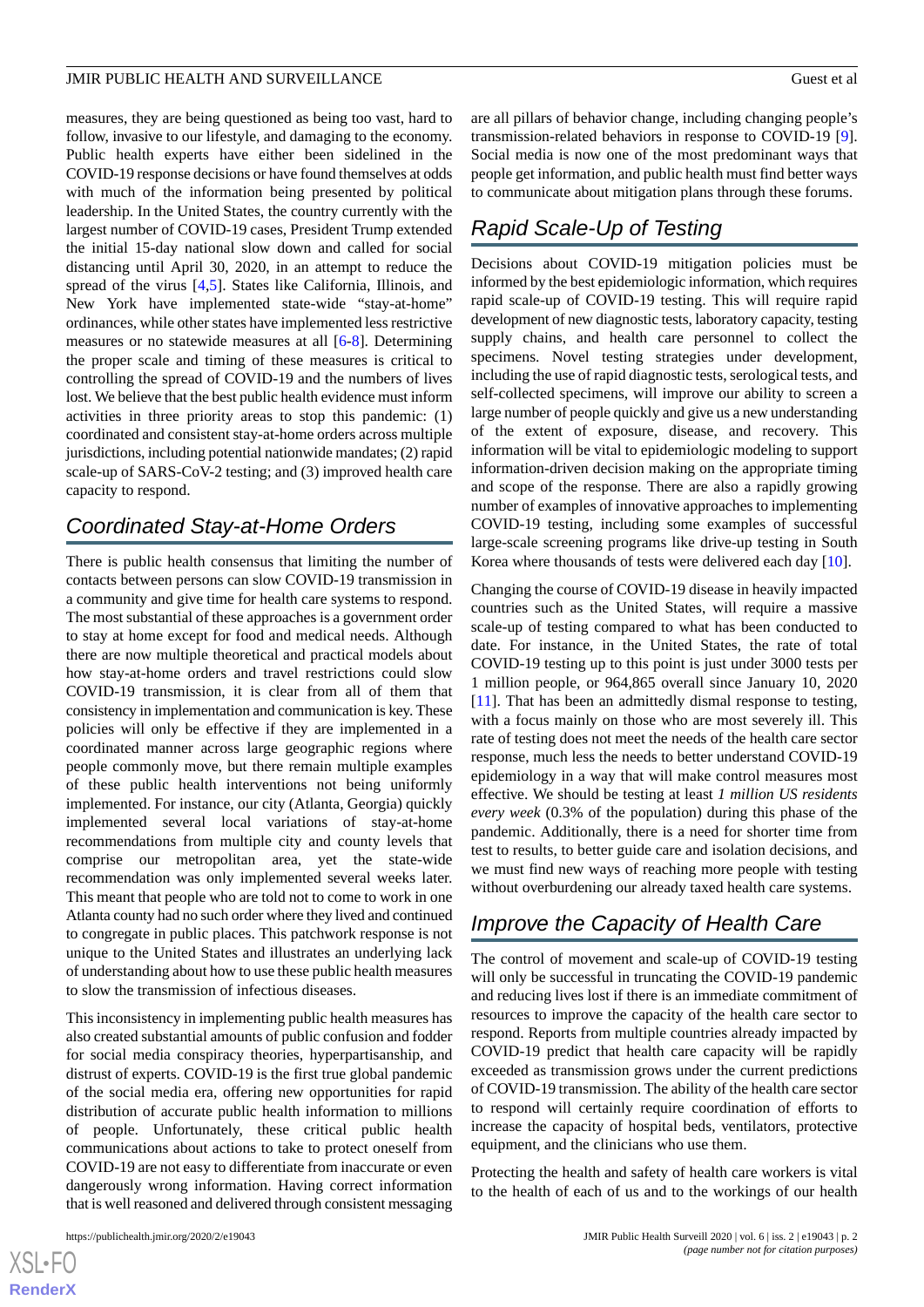measures, they are being questioned as being too vast, hard to follow, invasive to our lifestyle, and damaging to the economy. Public health experts have either been sidelined in the COVID-19 response decisions or have found themselves at odds with much of the information being presented by political leadership. In the United States, the country currently with the largest number of COVID-19 cases, President Trump extended the initial 15-day national slow down and called for social distancing until April 30, 2020, in an attempt to reduce the spread of the virus [4,5]. States like California, Illinois, and New York have implemented state-wide "stay-at-home" ordinances, while other states have implemented less restrictive measures or no statewide measures at all [6-8]. Determining the proper scale and timing of these measures is critical to controlling the spread of COVID-19 and the numbers of lives lost. We believe that the best public health evidence must inform activities in three priority areas to stop this pandemic: (1) coordinated and consistent stay-at-home orders across multiple jurisdictions, including potential nationwide mandates; (2) rapid scale-up of SARS-CoV-2 testing; and (3) improved health care capacity to respond.

## Coordinated Stay-at-Home Orders

There is public health consensus that limiting the number of contacts between persons can slow COVID-19 transmission in a community and give time for health care systems to respond. The most substantial of these approaches is a government order to stay at home except for food and medical needs. Although there are now multiple theoretical and practical models about how stay-at-home orders and travel restrictions could slow COVID-19 transmission, it is clear from all of them that consistency in implementation and communication is key. These policies will only be effective if they are implemented in a coordinated manner across large geographic regions where people commonly move, but there remain multiple examples of these public health interventions not being uniformly implemented. For instance, our city (Atlanta, Georgia) quickly implemented several local variations of stay-at-home recommendations from multiple city and county levels that comprise our metropolitan area, yet the state-wide recommendation was only implemented several weeks later. This meant that people who are told not to come to work in one Atlanta county had no such order where they lived and continued to congregate in public places. This patchwork response is not unique to the United States and illustrates an underlying lack of understanding about how to use these public health measures to slow the transmission of infectious diseases.

This inconsistency in implementing public health measures has also created substantial amounts of public confusion and fodder for social media conspiracy theories, hyperpartisanship, and distrust of experts. COVID-19 is the first true global pandemic of the social media era, offering new opportunities for rapid distribution of accurate public health information to millions of people. Unfortunately, these critical public health communications about actions to take to protect oneself from COVID-19 are not easy to differentiate from inaccurate or even dangerously wrong information. Having correct information that is well reasoned and delivered through consistent messaging are all pillars of behavior change, including changing people's transmission-related behaviors in response to COVID-19 [9]. Social media is now one of the most predominant ways that people get information, and public health must find better ways to communicate about mitigation plans through these forums.

## Rapid Scale-Up of Testing

Decisions about COVID-19 mitigation policies must be informed by the best epidemiologic information, which requires rapid scale-up of COVID-19 testing. This will require rapid development of new diagnostic tests, laboratory capacity, testing supply chains, and health care personnel to collect the specimens. Novel testing strategies under development, including the use of rapid diagnostic tests, serological tests, and self-collected specimens, will improve our ability to screen a large number of people quickly and give us a new understanding of the extent of exposure, disease, and recovery. This information will be vital to epidemiologic modeling to support information-driven decision making on the appropriate timing and scope of the response. There are also a rapidly growing number of examples of innovative approaches to implementing COVID-19 testing, including some examples of successful large-scale screening programs like drive-up testing in South Korea where thousands of tests were delivered each day [10].

Changing the course of COVID-19 disease in heavily impacted countries such as the United States, will require a massive scale-up of testing compared to what has been conducted to date. For instance, in the United States, the rate of total COVID-19 testing up to this point is just under 3000 tests per 1 million people, or 964,865 overall since January 10, 2020 [11]. That has been an admittedly dismal response to testing, with a focus mainly on those who are most severely ill. This rate of testing does not meet the needs of the health care sector response, much less the needs to better understand COVID-19 epidemiology in a way that will make control measures most effective. We should be testing at least *1 million US residents every week* (0.3% of the population) during this phase of the pandemic. Additionally, there is a need for shorter time from test to results, to better guide care and isolation decisions, and we must find new ways of reaching more people with testing without overburdening our already taxed health care systems.

## Improve the Capacity of Health Care

The control of movement and scale-up of COVID-19 testing will only be successful in truncating the COVID-19 pandemic and reducing lives lost if there is an immediate commitment of resources to improve the capacity of the health care sector to respond. Reports from multiple countries already impacted by COVID-19 predict that health care capacity will be rapidly exceeded as transmission grows under the current predictions of COVID-19 transmission. The ability of the health care sector to respond will certainly require coordination of efforts to increase the capacity of hospital beds, ventilators, protective equipment, and the clinicians who use them.

Protecting the health and safety of health care workers is vital to the health of each of us and to the workings of our health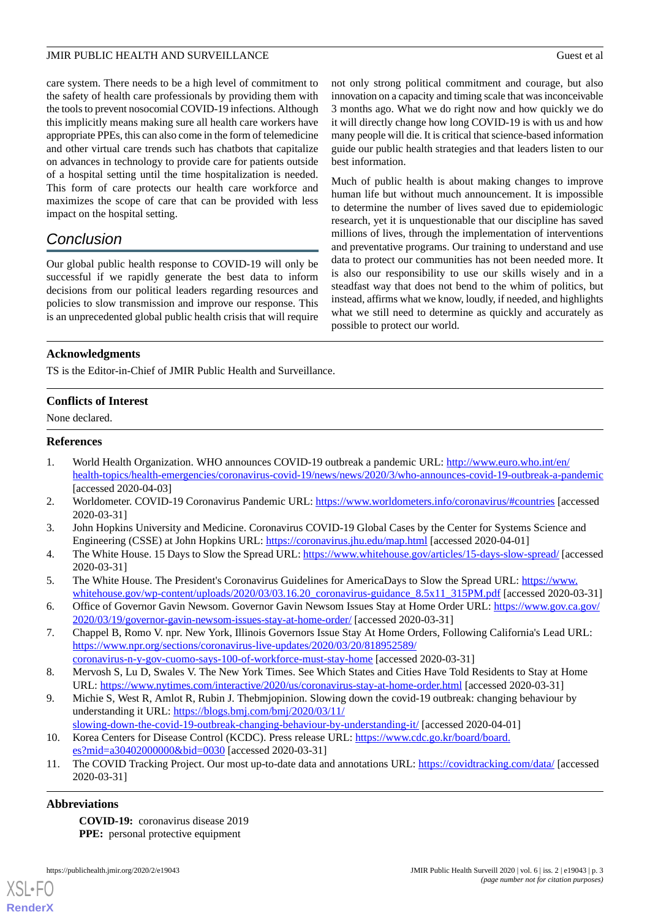care system. There needs to be a high level of commitment to the safety of health care professionals by providing them with the tools to prevent nosocomial COVID-19 infections. Although this implicitly means making sure all health care workers have appropriate PPEs, this can also come in the form of telemedicine and other virtual care trends such has chatbots that capitalize on advances in technology to provide care for patients outside of a hospital setting until the time hospitalization is needed. This form of care protects our health care workforce and maximizes the scope of care that can be provided with less impact on the hospital setting.

## Conclusion

Our global public health response to COVID-19 will only be successful if we rapidly generate the best data to inform decisions from our political leaders regarding resources and policies to slow transmission and improve our response. This is an unprecedented global public health crisis that will require not only strong political commitment and courage, but also innovation on a capacity and timing scale that was inconceivable 3 months ago. What we do right now and how quickly we do it will directly change how long COVID-19 is with us and how many people will die. It is critical that science-based information guide our public health strategies and that leaders listen to our best information.

Much of public health is about making changes to improve human life but without much announcement. It is impossible to determine the number of lives saved due to epidemiologic research, yet it is unquestionable that our discipline has saved millions of lives, through the implementation of interventions and preventative programs. Our training to understand and use data to protect our communities has not been needed more. It is also our responsibility to use our skills wisely and in a steadfast way that does not bend to the whim of politics, but instead, affirms what we know, loudly, if needed, and highlights what we still need to determine as quickly and accurately as possible to protect our world.

### Acknowledgments

TS is the Editor-in-Chief of JMIR Public Health and Surveillance.

### Conflicts of Interest

None declared.

### References

1. World Health Organization. WHO announces COVID-19 outbreak a pandemic URL: http://www.euro.who.int/en/health-topics/health-emergencies/coronavirus-covid-19/news/news/2020/3/who-announces-covid-19-outbreak-a-pandemic [accessed 2020-04-03]
2. Worldometer. COVID-19 Coronavirus Pandemic URL: https://www.worldometers.info/coronavirus/#countries [accessed 2020-03-31]
3. John Hopkins University and Medicine. Coronavirus COVID-19 Global Cases by the Center for Systems Science and Engineering (CSSE) at John Hopkins URL: https://coronavirus.jhu.edu/map.html [accessed 2020-04-01]
4. The White House. 15 Days to Slow the Spread URL: https://www.whitehouse.gov/articles/15-days-slow-spread/ [accessed 2020-03-31]
5. The White House. The President's Coronavirus Guidelines for AmericaDays to Slow the Spread URL: https://www.whitehouse.gov/wp-content/uploads/2020/03/03.16.20_coronavirus-guidance_8.5x11_315PM.pdf [accessed 2020-03-31]
6. Office of Governor Gavin Newsom. Governor Gavin Newsom Issues Stay at Home Order URL: https://www.gov.ca.gov/2020/03/19/governor-gavin-newsom-issues-stay-at-home-order/ [accessed 2020-03-31]
7. Chappel B, Romo V. npr. New York, Illinois Governors Issue Stay At Home Orders, Following California's Lead URL: https://www.npr.org/sections/coronavirus-live-updates/2020/03/20/818952589/coronavirus-n-y-gov-cuomo-says-100-of-workforce-must-stay-home [accessed 2020-03-31]
8. Mervosh S, Lu D, Swales V. The New York Times. See Which States and Cities Have Told Residents to Stay at Home URL: https://www.nytimes.com/interactive/2020/us/coronavirus-stay-at-home-order.html [accessed 2020-03-31]
9. Michie S, West R, Amlot R, Rubin J. Thebmjopinion. Slowing down the covid-19 outbreak: changing behaviour by understanding it URL: https://blogs.bmj.com/bmj/2020/03/11/slowing-down-the-covid-19-outbreak-changing-behaviour-by-understanding-it/ [accessed 2020-04-01]
10. Korea Centers for Disease Control (KCDC). Press release URL: https://www.cdc.go.kr/board/board.es?mid=a30402000000&bid=0030 [accessed 2020-03-31]
11. The COVID Tracking Project. Our most up-to-date data and annotations URL: https://covidtracking.com/data/ [accessed 2020-03-31]

### Abbreviations

**COVID-19:** coronavirus disease 2019
**PPE:** personal protective equipment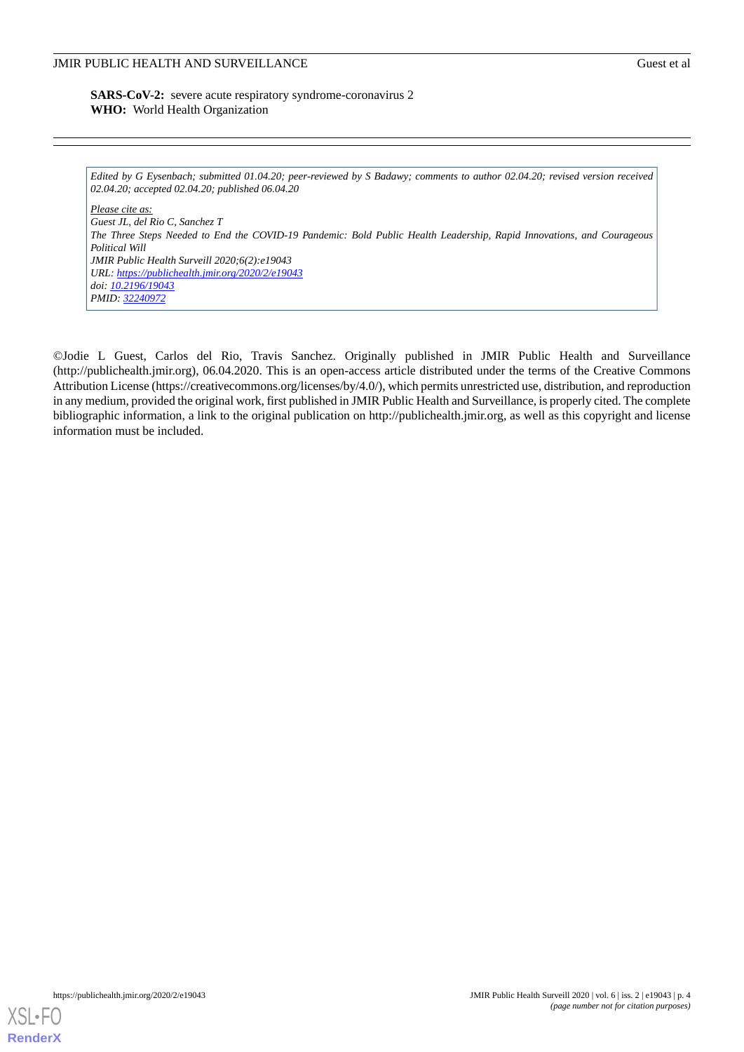**SARS-CoV-2:** severe acute respiratory syndrome-coronavirus 2
**WHO:** World Health Organization

---

*Edited by G Eysenbach; submitted 01.04.20; peer-reviewed by S Badawy; comments to author 02.04.20; revised version received 02.04.20; accepted 02.04.20; published 06.04.20*

*Please cite as:*
*Guest JL, del Rio C, Sanchez T*
*The Three Steps Needed to End the COVID-19 Pandemic: Bold Public Health Leadership, Rapid Innovations, and Courageous Political Will*
*JMIR Public Health Surveill 2020;6(2):e19043*
*URL: https://publichealth.jmir.org/2020/2/e19043*
*doi: 10.2196/19043*
*PMID: 32240972*

©Jodie L Guest, Carlos del Rio, Travis Sanchez. Originally published in JMIR Public Health and Surveillance (http://publichealth.jmir.org), 06.04.2020. This is an open-access article distributed under the terms of the Creative Commons Attribution License (https://creativecommons.org/licenses/by/4.0/), which permits unrestricted use, distribution, and reproduction in any medium, provided the original work, first published in JMIR Public Health and Surveillance, is properly cited. The complete bibliographic information, a link to the original publication on http://publichealth.jmir.org, as well as this copyright and license information must be included.